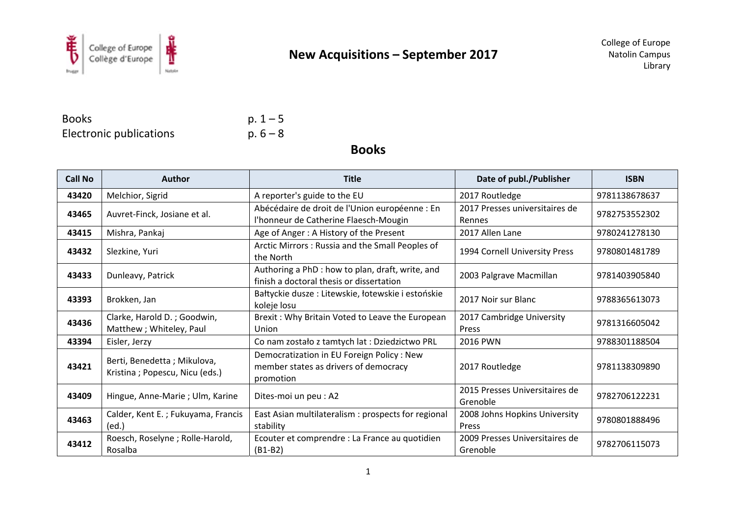# New Acquisitions – September 2017

College of Europe
Natolin Campus
Library

Books p. 1 – 5
Electronic publications p. 6 – 8

## Books

| Call No | Author | Title | Date of publ./Publisher | ISBN |
|---|---|---|---|---|
| **43420** | Melchior, Sigrid | A reporter's guide to the EU | 2017 Routledge | 9781138678637 |
| **43465** | Auvret-Finck, Josiane et al. | Abécédaire de droit de l'Union européenne : En l'honneur de Catherine Flaesch-Mougin | 2017 Presses universitaires de Rennes | 9782753552302 |
| **43415** | Mishra, Pankaj | Age of Anger : A History of the Present | 2017 Allen Lane | 9780241278130 |
| **43432** | Slezkine, Yuri | Arctic Mirrors : Russia and the Small Peoples of the North | 1994 Cornell University Press | 9780801481789 |
| **43433** | Dunleavy, Patrick | Authoring a PhD : how to plan, draft, write, and finish a doctoral thesis or dissertation | 2003 Palgrave Macmillan | 9781403905840 |
| **43393** | Brokken, Jan | Bałtyckie dusze : Litewskie, łotewskie i estońskie koleje losu | 2017 Noir sur Blanc | 9788365613073 |
| **43436** | Clarke, Harold D. ; Goodwin, Matthew ; Whiteley, Paul | Brexit : Why Britain Voted to Leave the European Union | 2017 Cambridge University Press | 9781316605042 |
| **43394** | Eisler, Jerzy | Co nam zostało z tamtych lat : Dziedzictwo PRL | 2016 PWN | 9788301188504 |
| **43421** | Berti, Benedetta ; Mikulova, Kristina ; Popescu, Nicu (eds.) | Democratization in EU Foreign Policy : New member states as drivers of democracy promotion | 2017 Routledge | 9781138309890 |
| **43409** | Hingue, Anne-Marie ; Ulm, Karine | Dites-moi un peu : A2 | 2015 Presses Universitaires de Grenoble | 9782706122231 |
| **43463** | Calder, Kent E. ; Fukuyama, Francis (ed.) | East Asian multilateralism : prospects for regional stability | 2008 Johns Hopkins University Press | 9780801888496 |
| **43412** | Roesch, Roselyne ; Rolle-Harold, Rosalba | Ecouter et comprendre : La France au quotidien (B1-B2) | 2009 Presses Universitaires de Grenoble | 9782706115073 |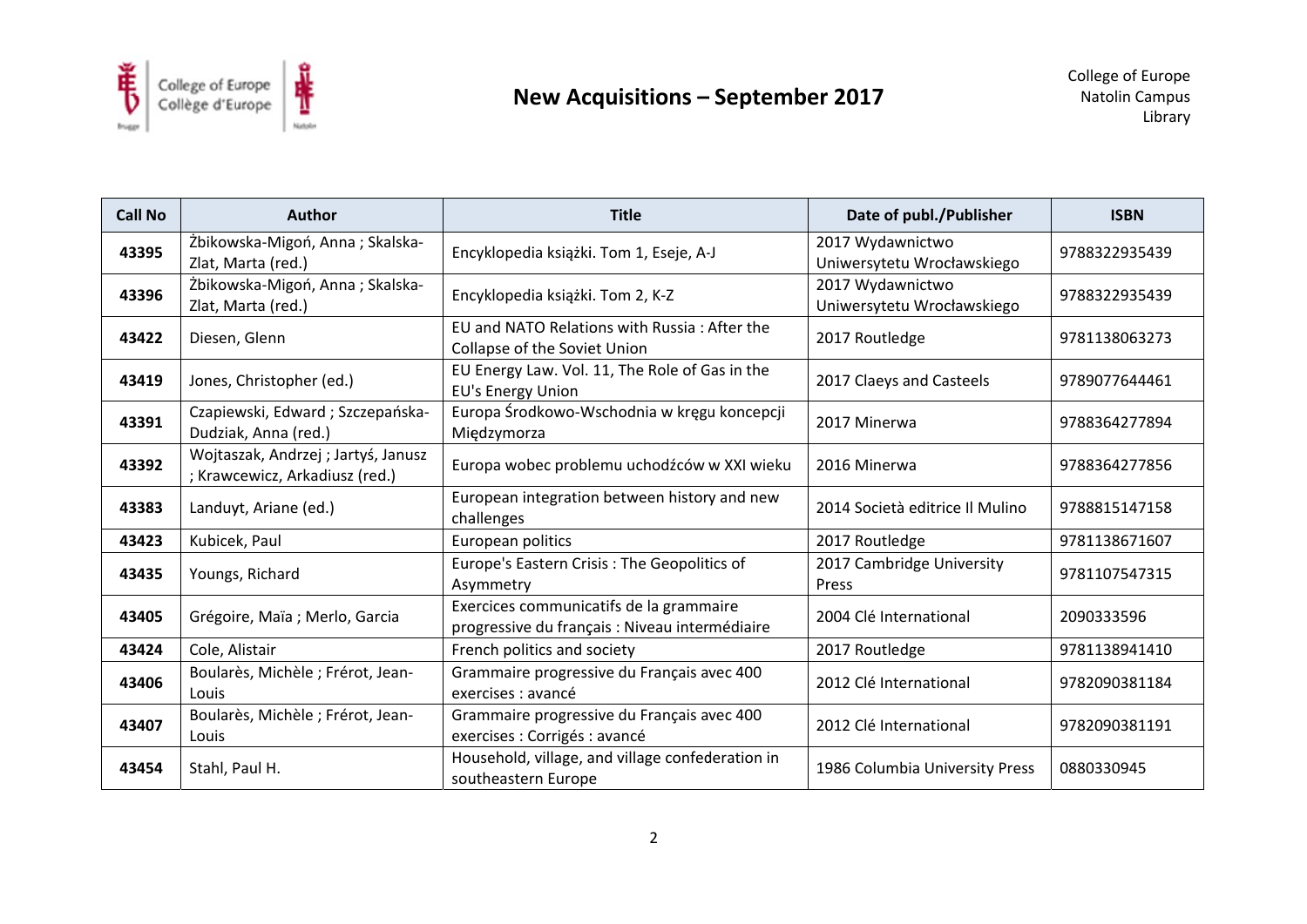# New Acquisitions – September 2017

College of Europe
Natolin Campus
Library

| Call No | Author | Title | Date of publ./Publisher | ISBN |
|---|---|---|---|---|
| 43395 | Żbikowska-Migoń, Anna ; Skalska-Zlat, Marta (red.) | Encyklopedia książki. Tom 1, Eseje, A-J | 2017 Wydawnictwo Uniwersytetu Wrocławskiego | 9788322935439 |
| 43396 | Żbikowska-Migoń, Anna ; Skalska-Zlat, Marta (red.) | Encyklopedia książki. Tom 2, K-Z | 2017 Wydawnictwo Uniwersytetu Wrocławskiego | 9788322935439 |
| 43422 | Diesen, Glenn | EU and NATO Relations with Russia : After the Collapse of the Soviet Union | 2017 Routledge | 9781138063273 |
| 43419 | Jones, Christopher (ed.) | EU Energy Law. Vol. 11, The Role of Gas in the EU's Energy Union | 2017 Claeys and Casteels | 9789077644461 |
| 43391 | Czapiewski, Edward ; Szczepańska-Dudziak, Anna (red.) | Europa Środkowo-Wschodnia w kręgu koncepcji Międzymorza | 2017 Minerwa | 9788364277894 |
| 43392 | Wojtaszak, Andrzej ; Jartyś, Janusz ; Krawcewicz, Arkadiusz (red.) | Europa wobec problemu uchodźców w XXI wieku | 2016 Minerwa | 9788364277856 |
| 43383 | Landuyt, Ariane (ed.) | European integration between history and new challenges | 2014 Società editrice Il Mulino | 9788815147158 |
| 43423 | Kubicek, Paul | European politics | 2017 Routledge | 9781138671607 |
| 43435 | Youngs, Richard | Europe's Eastern Crisis : The Geopolitics of Asymmetry | 2017 Cambridge University Press | 9781107547315 |
| 43405 | Grégoire, Maïa ; Merlo, Garcia | Exercices communicatifs de la grammaire progressive du français : Niveau intermédiaire | 2004 Clé International | 2090333596 |
| 43424 | Cole, Alistair | French politics and society | 2017 Routledge | 9781138941410 |
| 43406 | Boularès, Michèle ; Frérot, Jean-Louis | Grammaire progressive du Français avec 400 exercises : avancé | 2012 Clé International | 9782090381184 |
| 43407 | Boularès, Michèle ; Frérot, Jean-Louis | Grammaire progressive du Français avec 400 exercises : Corrigés : avancé | 2012 Clé International | 9782090381191 |
| 43454 | Stahl, Paul H. | Household, village, and village confederation in southeastern Europe | 1986 Columbia University Press | 0880330945 |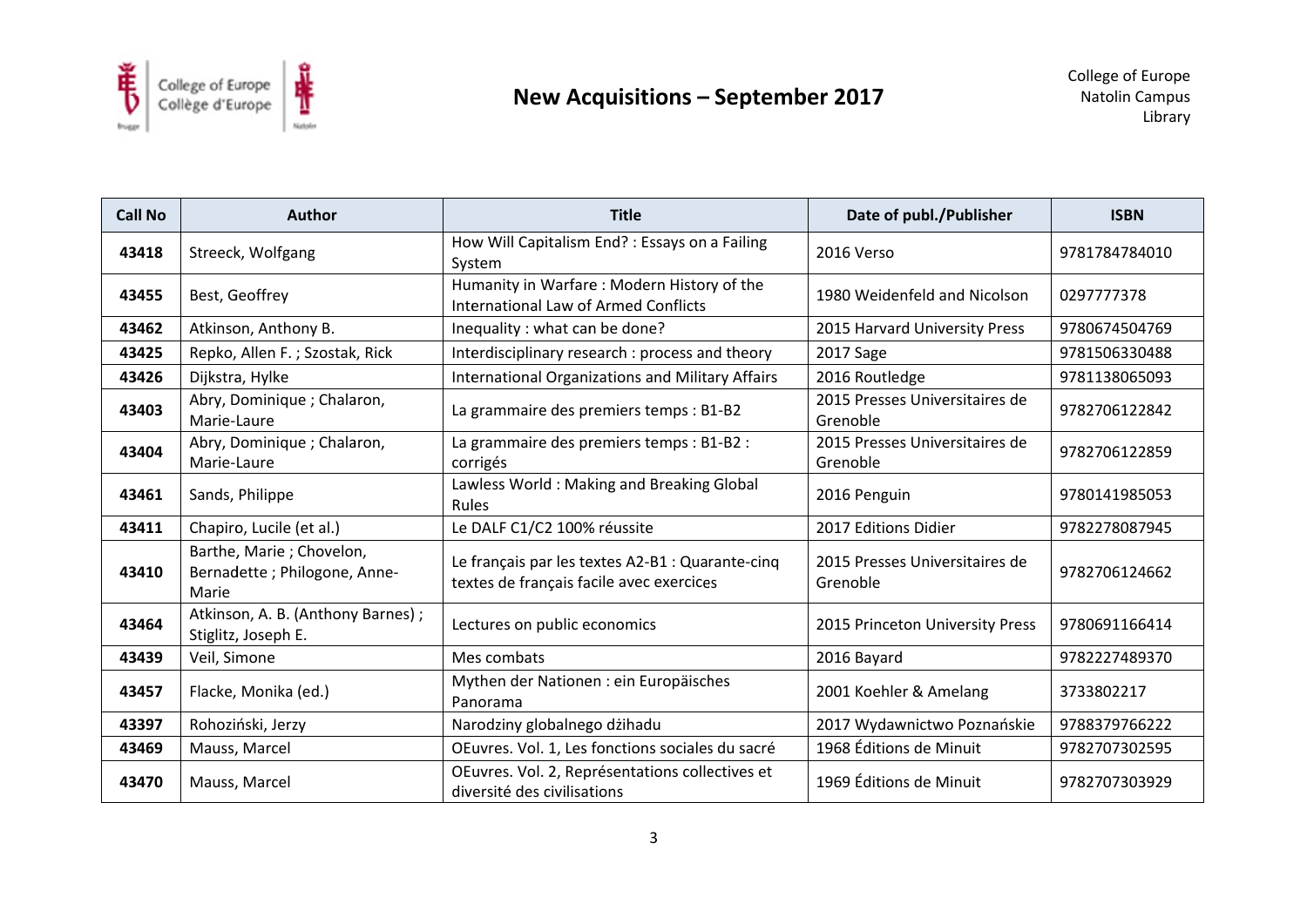# New Acquisitions – September 2017

College of Europe
Natolin Campus
Library

| Call No | Author | Title | Date of publ./Publisher | ISBN |
|---|---|---|---|---|
| 43418 | Streeck, Wolfgang | How Will Capitalism End? : Essays on a Failing System | 2016 Verso | 9781784784010 |
| 43455 | Best, Geoffrey | Humanity in Warfare : Modern History of the International Law of Armed Conflicts | 1980 Weidenfeld and Nicolson | 0297777378 |
| 43462 | Atkinson, Anthony B. | Inequality : what can be done? | 2015 Harvard University Press | 9780674504769 |
| 43425 | Repko, Allen F. ; Szostak, Rick | Interdisciplinary research : process and theory | 2017 Sage | 9781506330488 |
| 43426 | Dijkstra, Hylke | International Organizations and Military Affairs | 2016 Routledge | 9781138065093 |
| 43403 | Abry, Dominique ; Chalaron, Marie-Laure | La grammaire des premiers temps : B1-B2 | 2015 Presses Universitaires de Grenoble | 9782706122842 |
| 43404 | Abry, Dominique ; Chalaron, Marie-Laure | La grammaire des premiers temps : B1-B2 : corrigés | 2015 Presses Universitaires de Grenoble | 9782706122859 |
| 43461 | Sands, Philippe | Lawless World : Making and Breaking Global Rules | 2016 Penguin | 9780141985053 |
| 43411 | Chapiro, Lucile (et al.) | Le DALF C1/C2 100% réussite | 2017 Editions Didier | 9782278087945 |
| 43410 | Barthe, Marie ; Chovelon, Bernadette ; Philogone, Anne-Marie | Le français par les textes A2-B1 : Quarante-cinq textes de français facile avec exercices | 2015 Presses Universitaires de Grenoble | 9782706124662 |
| 43464 | Atkinson, A. B. (Anthony Barnes) ; Stiglitz, Joseph E. | Lectures on public economics | 2015 Princeton University Press | 9780691166414 |
| 43439 | Veil, Simone | Mes combats | 2016 Bayard | 9782227489370 |
| 43457 | Flacke, Monika (ed.) | Mythen der Nationen : ein Europäisches Panorama | 2001 Koehler & Amelang | 3733802217 |
| 43397 | Rohoziński, Jerzy | Narodziny globalnego dżihadu | 2017 Wydawnictwo Poznańskie | 9788379766222 |
| 43469 | Mauss, Marcel | OEuvres. Vol. 1, Les fonctions sociales du sacré | 1968 Éditions de Minuit | 9782707302595 |
| 43470 | Mauss, Marcel | OEuvres. Vol. 2, Représentations collectives et diversité des civilisations | 1969 Éditions de Minuit | 9782707303929 |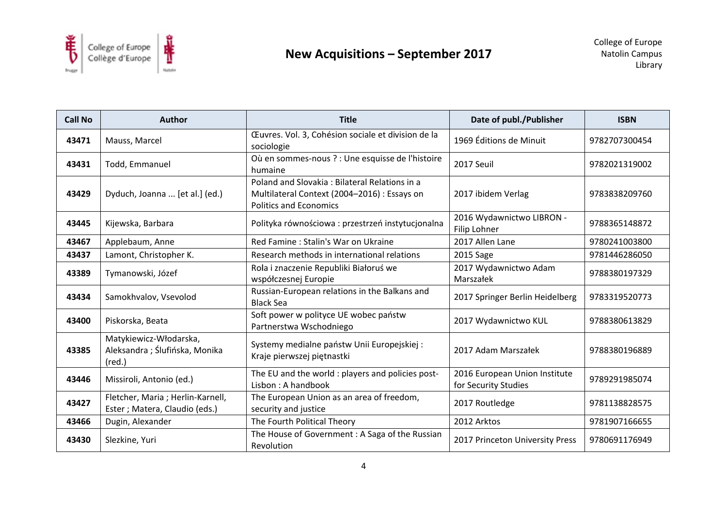College of Europe
Natolin Campus
Library

# New Acquisitions – September 2017

| Call No | Author | Title | Date of publ./Publisher | ISBN |
|---|---|---|---|---|
| **43471** | Mauss, Marcel | Œuvres. Vol. 3, Cohésion sociale et division de la sociologie | 1969 Éditions de Minuit | 9782707300454 |
| **43431** | Todd, Emmanuel | Où en sommes-nous ? : Une esquisse de l'histoire humaine | 2017 Seuil | 9782021319002 |
| **43429** | Dyduch, Joanna ... [et al.] (ed.) | Poland and Slovakia : Bilateral Relations in a Multilateral Context (2004–2016) : Essays on Politics and Economics | 2017 ibidem Verlag | 9783838209760 |
| **43445** | Kijewska, Barbara | Polityka równościowa : przestrzeń instytucjonalna | 2016 Wydawnictwo LIBRON - Filip Lohner | 9788365148872 |
| **43467** | Applebaum, Anne | Red Famine : Stalin's War on Ukraine | 2017 Allen Lane | 9780241003800 |
| **43437** | Lamont, Christopher K. | Research methods in international relations | 2015 Sage | 9781446286050 |
| **43389** | Tymanowski, Józef | Rola i znaczenie Republiki Białoruś we współczesnej Europie | 2017 Wydawnictwo Adam Marszałek | 9788380197329 |
| **43434** | Samokhvalov, Vsevolod | Russian-European relations in the Balkans and Black Sea | 2017 Springer Berlin Heidelberg | 9783319520773 |
| **43400** | Piskorska, Beata | Soft power w polityce UE wobec państw Partnerstwa Wschodniego | 2017 Wydawnictwo KUL | 9788380613829 |
| **43385** | Matykiewicz-Włodarska, Aleksandra ; Ślufińska, Monika (red.) | Systemy medialne państw Unii Europejskiej : Kraje pierwszej piętnastki | 2017 Adam Marszałek | 9788380196889 |
| **43446** | Missiroli, Antonio (ed.) | The EU and the world : players and policies post-Lisbon : A handbook | 2016 European Union Institute for Security Studies | 9789291985074 |
| **43427** | Fletcher, Maria ; Herlin-Karnell, Ester ; Matera, Claudio (eds.) | The European Union as an area of freedom, security and justice | 2017 Routledge | 9781138828575 |
| **43466** | Dugin, Alexander | The Fourth Political Theory | 2012 Arktos | 9781907166655 |
| **43430** | Slezkine, Yuri | The House of Government : A Saga of the Russian Revolution | 2017 Princeton University Press | 9780691176949 |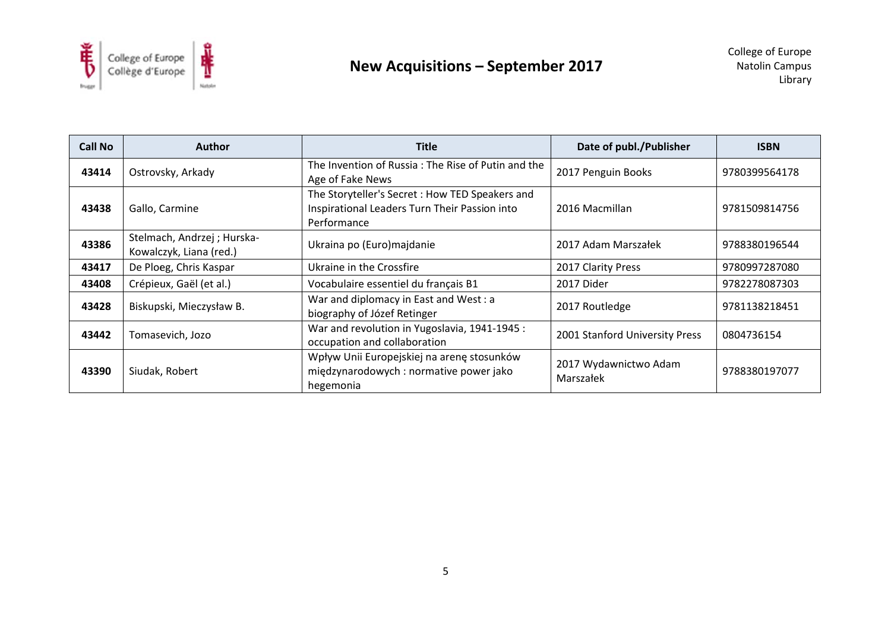# New Acquisitions – September 2017

College of Europe
Natolin Campus
Library

| Call No | Author | Title | Date of publ./Publisher | ISBN |
|---|---|---|---|---|
| **43414** | Ostrovsky, Arkady | The Invention of Russia : The Rise of Putin and the Age of Fake News | 2017 Penguin Books | 9780399564178 |
| **43438** | Gallo, Carmine | The Storyteller's Secret : How TED Speakers and Inspirational Leaders Turn Their Passion into Performance | 2016 Macmillan | 9781509814756 |
| **43386** | Stelmach, Andrzej ; Hurska-Kowalczyk, Liana (red.) | Ukraina po (Euro)majdanie | 2017 Adam Marszałek | 9788380196544 |
| **43417** | De Ploeg, Chris Kaspar | Ukraine in the Crossfire | 2017 Clarity Press | 9780997287080 |
| **43408** | Crépieux, Gaël (et al.) | Vocabulaire essentiel du français B1 | 2017 Dider | 9782278087303 |
| **43428** | Biskupski, Mieczysław B. | War and diplomacy in East and West : a biography of Józef Retinger | 2017 Routledge | 9781138218451 |
| **43442** | Tomasevich, Jozo | War and revolution in Yugoslavia, 1941-1945 : occupation and collaboration | 2001 Stanford University Press | 0804736154 |
| **43390** | Siudak, Robert | Wpływ Unii Europejskiej na arenę stosunków międzynarodowych : normative power jako hegemonia | 2017 Wydawnictwo Adam Marszałek | 9788380197077 |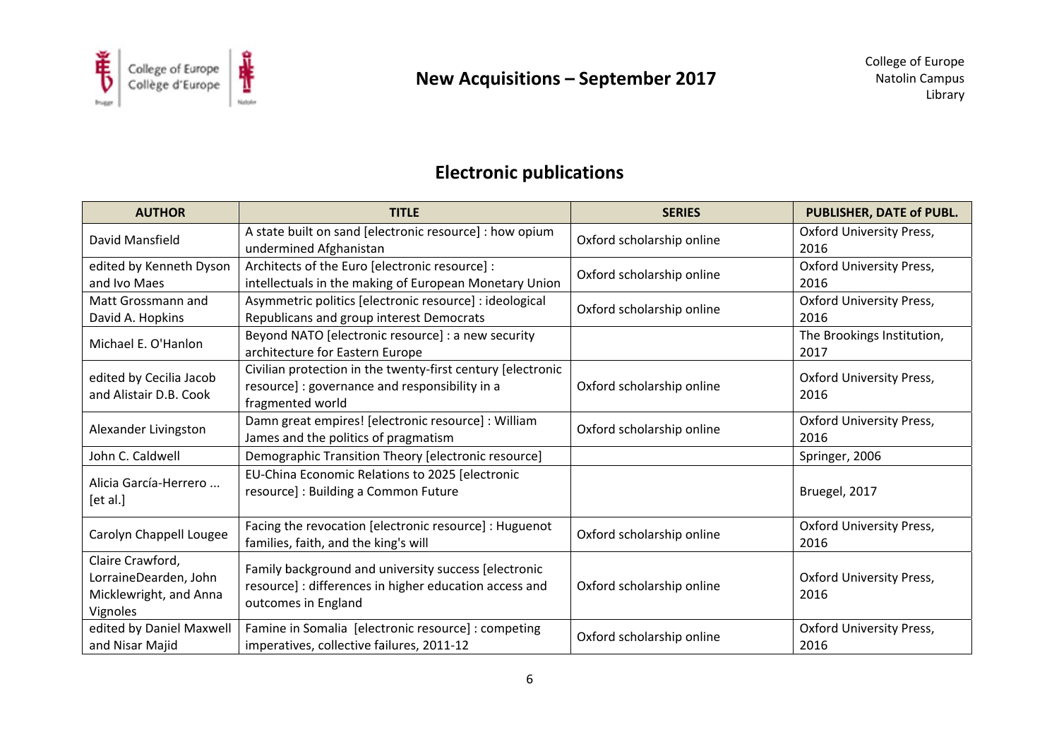# New Acquisitions – September 2017

College of Europe
Natolin Campus
Library

## Electronic publications

| AUTHOR | TITLE | SERIES | PUBLISHER, DATE of PUBL. |
|---|---|---|---|
| David Mansfield | A state built on sand [electronic resource] : how opium undermined Afghanistan | Oxford scholarship online | Oxford University Press, 2016 |
| edited by Kenneth Dyson and Ivo Maes | Architects of the Euro [electronic resource] : intellectuals in the making of European Monetary Union | Oxford scholarship online | Oxford University Press, 2016 |
| Matt Grossmann and David A. Hopkins | Asymmetric politics [electronic resource] : ideological Republicans and group interest Democrats | Oxford scholarship online | Oxford University Press, 2016 |
| Michael E. O'Hanlon | Beyond NATO [electronic resource] : a new security architecture for Eastern Europe | | The Brookings Institution, 2017 |
| edited by Cecilia Jacob and Alistair D.B. Cook | Civilian protection in the twenty-first century [electronic resource] : governance and responsibility in a fragmented world | Oxford scholarship online | Oxford University Press, 2016 |
| Alexander Livingston | Damn great empires! [electronic resource] : William James and the politics of pragmatism | Oxford scholarship online | Oxford University Press, 2016 |
| John C. Caldwell | Demographic Transition Theory [electronic resource] | | Springer, 2006 |
| Alicia García-Herrero ... [et al.] | EU-China Economic Relations to 2025 [electronic resource] : Building a Common Future | | Bruegel, 2017 |
| Carolyn Chappell Lougee | Facing the revocation [electronic resource] : Huguenot families, faith, and the king's will | Oxford scholarship online | Oxford University Press, 2016 |
| Claire Crawford, LorraineDearden, John Micklewright, and Anna Vignoles | Family background and university success [electronic resource] : differences in higher education access and outcomes in England | Oxford scholarship online | Oxford University Press, 2016 |
| edited by Daniel Maxwell and Nisar Majid | Famine in Somalia [electronic resource] : competing imperatives, collective failures, 2011-12 | Oxford scholarship online | Oxford University Press, 2016 |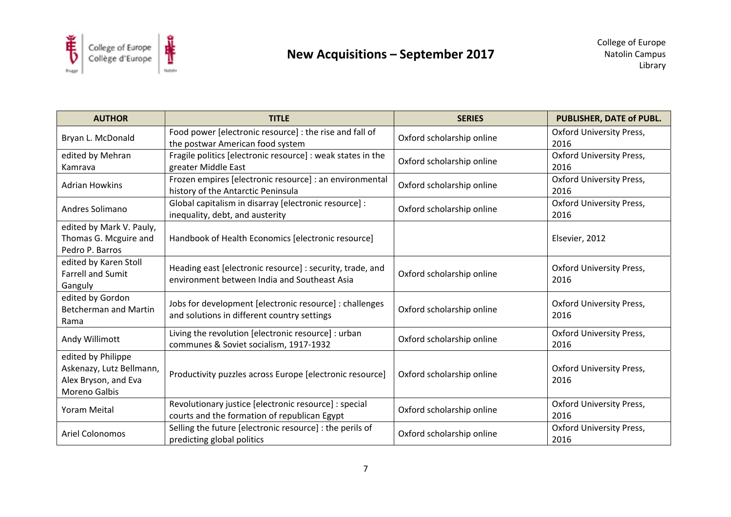# New Acquisitions – September 2017

College of Europe
Natolin Campus
Library

| AUTHOR | TITLE | SERIES | PUBLISHER, DATE of PUBL. |
|---|---|---|---|
| Bryan L. McDonald | Food power [electronic resource] : the rise and fall of the postwar American food system | Oxford scholarship online | Oxford University Press, 2016 |
| edited by Mehran Kamrava | Fragile politics [electronic resource] : weak states in the greater Middle East | Oxford scholarship online | Oxford University Press, 2016 |
| Adrian Howkins | Frozen empires [electronic resource] : an environmental history of the Antarctic Peninsula | Oxford scholarship online | Oxford University Press, 2016 |
| Andres Solimano | Global capitalism in disarray [electronic resource] : inequality, debt, and austerity | Oxford scholarship online | Oxford University Press, 2016 |
| edited by Mark V. Pauly, Thomas G. Mcguire and Pedro P. Barros | Handbook of Health Economics [electronic resource] | | Elsevier, 2012 |
| edited by Karen Stoll Farrell and Sumit Ganguly | Heading east [electronic resource] : security, trade, and environment between India and Southeast Asia | Oxford scholarship online | Oxford University Press, 2016 |
| edited by Gordon Betcherman and Martin Rama | Jobs for development [electronic resource] : challenges and solutions in different country settings | Oxford scholarship online | Oxford University Press, 2016 |
| Andy Willimott | Living the revolution [electronic resource] : urban communes & Soviet socialism, 1917-1932 | Oxford scholarship online | Oxford University Press, 2016 |
| edited by Philippe Askenazy, Lutz Bellmann, Alex Bryson, and Eva Moreno Galbis | Productivity puzzles across Europe [electronic resource] | Oxford scholarship online | Oxford University Press, 2016 |
| Yoram Meital | Revolutionary justice [electronic resource] : special courts and the formation of republican Egypt | Oxford scholarship online | Oxford University Press, 2016 |
| Ariel Colonomos | Selling the future [electronic resource] : the perils of predicting global politics | Oxford scholarship online | Oxford University Press, 2016 |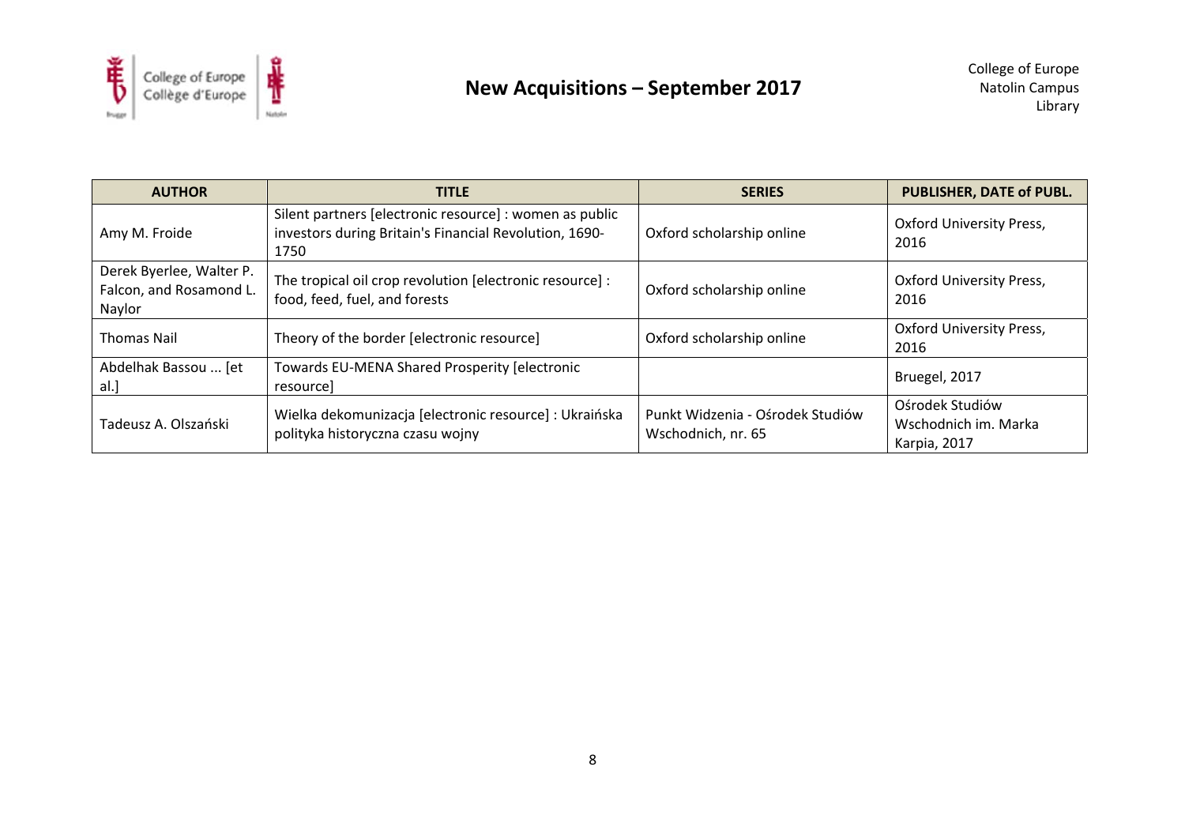# New Acquisitions – September 2017

| AUTHOR | TITLE | SERIES | PUBLISHER, DATE of PUBL. |
|---|---|---|---|
| Amy M. Froide | Silent partners [electronic resource] : women as public investors during Britain's Financial Revolution, 1690-1750 | Oxford scholarship online | Oxford University Press, 2016 |
| Derek Byerlee, Walter P. Falcon, and Rosamond L. Naylor | The tropical oil crop revolution [electronic resource] : food, feed, fuel, and forests | Oxford scholarship online | Oxford University Press, 2016 |
| Thomas Nail | Theory of the border [electronic resource] | Oxford scholarship online | Oxford University Press, 2016 |
| Abdelhak Bassou ... [et al.] | Towards EU-MENA Shared Prosperity [electronic resource] | | Bruegel, 2017 |
| Tadeusz A. Olszański | Wielka dekomunizacja [electronic resource] : Ukraińska polityka historyczna czasu wojny | Punkt Widzenia - Ośrodek Studiów Wschodnich, nr. 65 | Ośrodek Studiów Wschodnich im. Marka Karpia, 2017 |